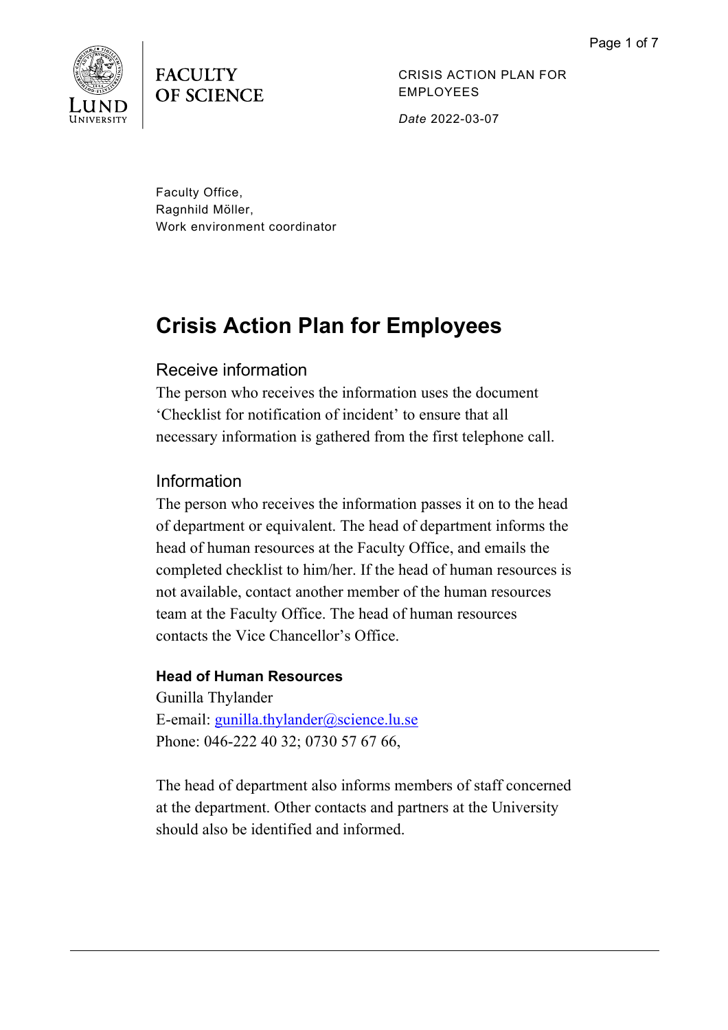FACULTY OF SCIENCE

CRISIS ACTION PLAN FOR EMPLOYEES

*Date* 2022-03-07

Faculty Office,
Ragnhild Möller,
Work environment coordinator

# Crisis Action Plan for Employees

## Receive information

The person who receives the information uses the document 'Checklist for notification of incident' to ensure that all necessary information is gathered from the first telephone call.

## Information

The person who receives the information passes it on to the head of department or equivalent. The head of department informs the head of human resources at the Faculty Office, and emails the completed checklist to him/her. If the head of human resources is not available, contact another member of the human resources team at the Faculty Office. The head of human resources contacts the Vice Chancellor's Office.

**Head of Human Resources**
Gunilla Thylander
E-email: gunilla.thylander@science.lu.se
Phone: 046-222 40 32; 0730 57 67 66,

The head of department also informs members of staff concerned at the department. Other contacts and partners at the University should also be identified and informed.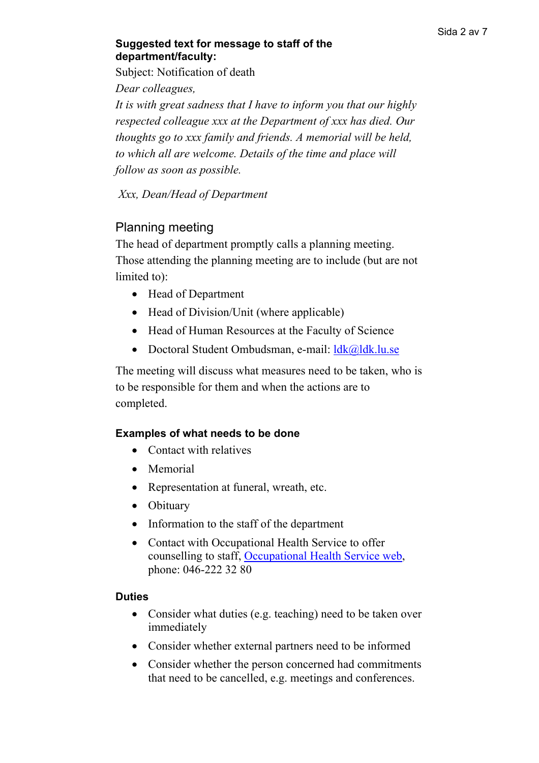**Suggested text for message to staff of the department/faculty:**

Subject: Notification of death

*Dear colleagues,*

*It is with great sadness that I have to inform you that our highly respected colleague xxx at the Department of xxx has died. Our thoughts go to xxx family and friends. A memorial will be held, to which all are welcome. Details of the time and place will follow as soon as possible.*

*Xxx, Dean/Head of Department*

## Planning meeting

The head of department promptly calls a planning meeting. Those attending the planning meeting are to include (but are not limited to):

- Head of Department
- Head of Division/Unit (where applicable)
- Head of Human Resources at the Faculty of Science
- Doctoral Student Ombudsman, e-mail: [ldk@ldk.lu.se](mailto:ldk@ldk.lu.se)

The meeting will discuss what measures need to be taken, who is to be responsible for them and when the actions are to completed.

### Examples of what needs to be done

- Contact with relatives
- Memorial
- Representation at funeral, wreath, etc.
- Obituary
- Information to the staff of the department
- Contact with Occupational Health Service to offer counselling to staff, Occupational Health Service web, phone: 046-222 32 80

### Duties

- Consider what duties (e.g. teaching) need to be taken over immediately
- Consider whether external partners need to be informed
- Consider whether the person concerned had commitments that need to be cancelled, e.g. meetings and conferences.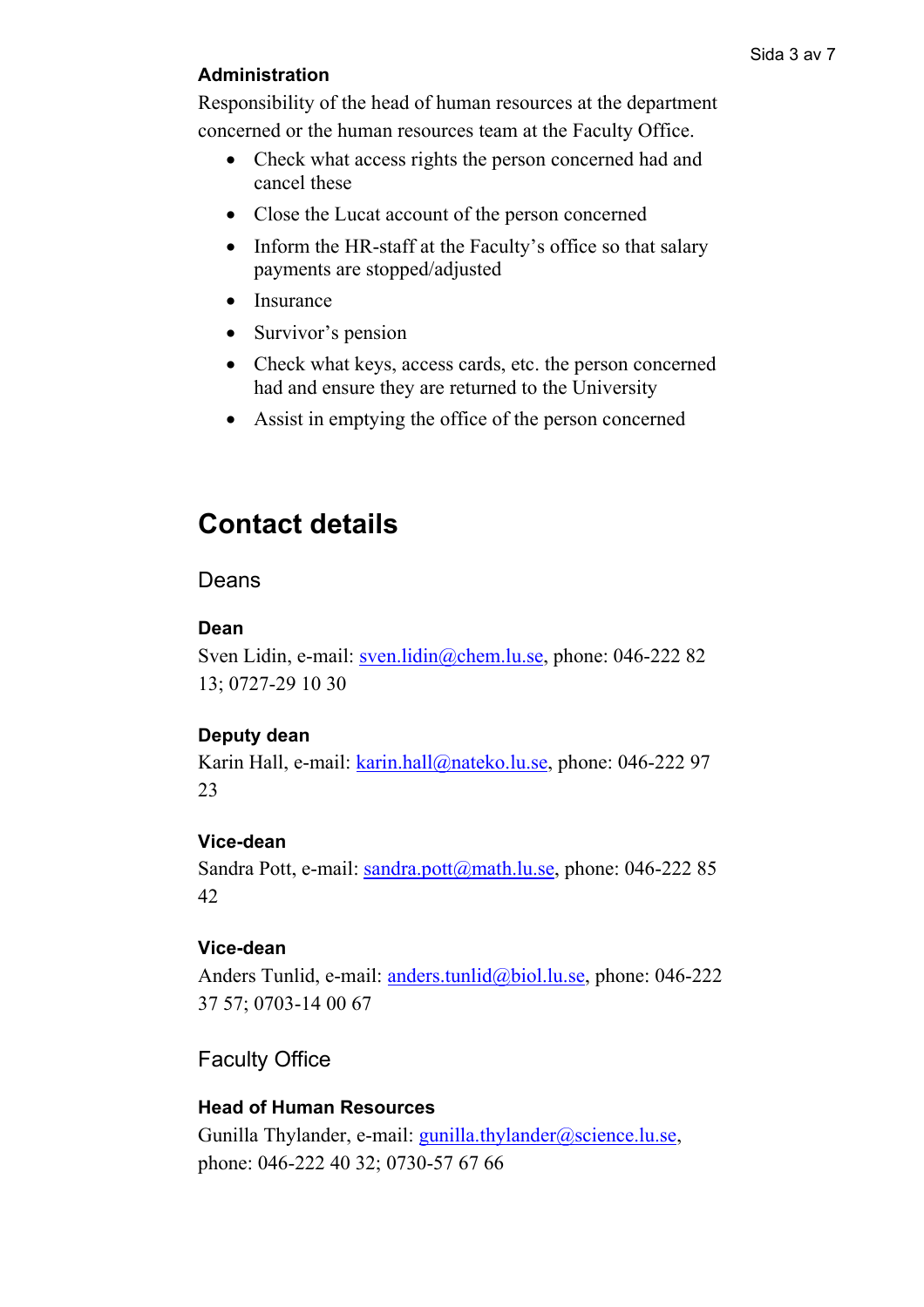**Administration**

Responsibility of the head of human resources at the department concerned or the human resources team at the Faculty Office.

- Check what access rights the person concerned had and cancel these
- Close the Lucat account of the person concerned
- Inform the HR-staff at the Faculty's office so that salary payments are stopped/adjusted
- Insurance
- Survivor's pension
- Check what keys, access cards, etc. the person concerned had and ensure they are returned to the University
- Assist in emptying the office of the person concerned

# Contact details

## Deans

**Dean**

Sven Lidin, e-mail: sven.lidin@chem.lu.se, phone: 046-222 82 13; 0727-29 10 30

**Deputy dean**

Karin Hall, e-mail: karin.hall@nateko.lu.se, phone: 046-222 97 23

**Vice-dean**

Sandra Pott, e-mail: sandra.pott@math.lu.se, phone: 046-222 85 42

**Vice-dean**

Anders Tunlid, e-mail: anders.tunlid@biol.lu.se, phone: 046-222 37 57; 0703-14 00 67

## Faculty Office

**Head of Human Resources**

Gunilla Thylander, e-mail: gunilla.thylander@science.lu.se, phone: 046-222 40 32; 0730-57 67 66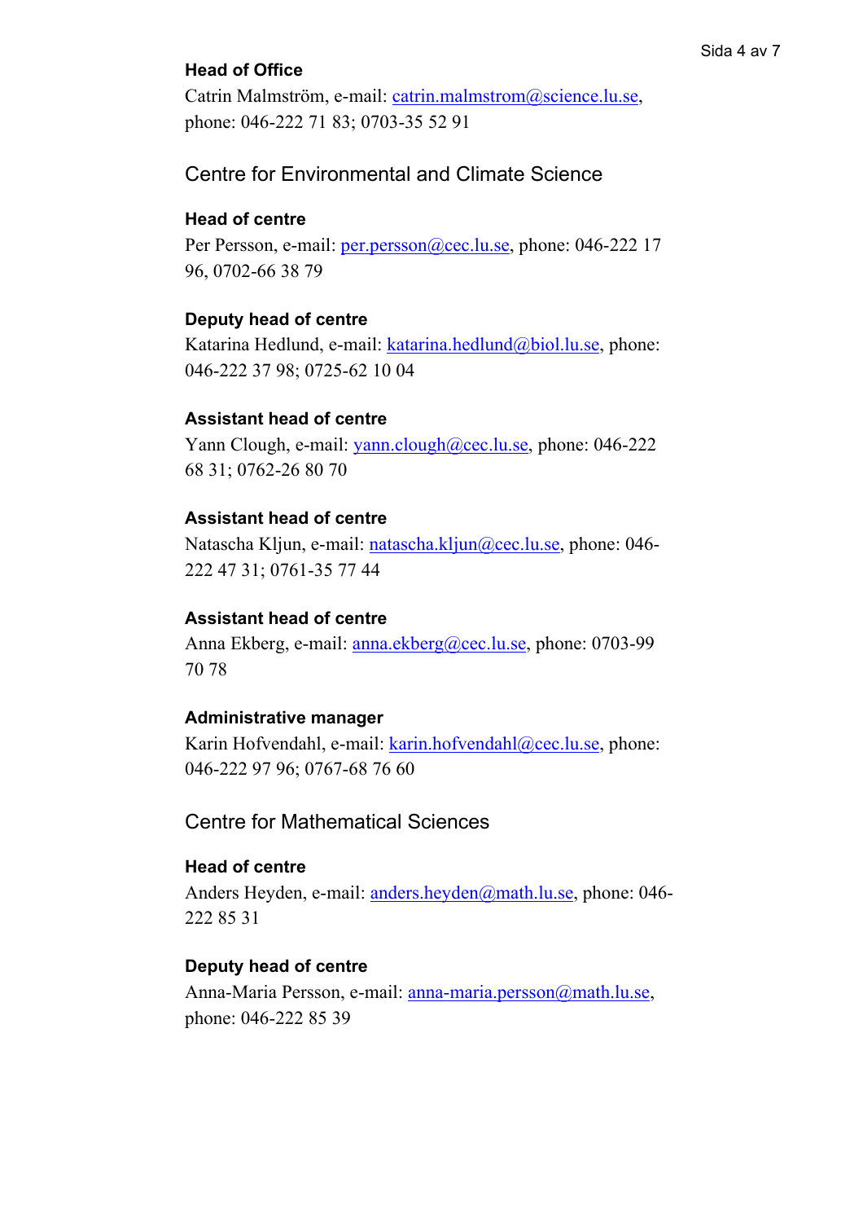#### Head of Office

Catrin Malmström, e-mail: catrin.malmstrom@science.lu.se, phone: 046-222 71 83; 0703-35 52 91

## Centre for Environmental and Climate Science

#### Head of centre

Per Persson, e-mail: per.persson@cec.lu.se, phone: 046-222 17 96, 0702-66 38 79

#### Deputy head of centre

Katarina Hedlund, e-mail: katarina.hedlund@biol.lu.se, phone: 046-222 37 98; 0725-62 10 04

#### Assistant head of centre

Yann Clough, e-mail: yann.clough@cec.lu.se, phone: 046-222 68 31; 0762-26 80 70

#### Assistant head of centre

Natascha Kljun, e-mail: natascha.kljun@cec.lu.se, phone: 046-222 47 31; 0761-35 77 44

#### Assistant head of centre

Anna Ekberg, e-mail: anna.ekberg@cec.lu.se, phone: 0703-99 70 78

#### Administrative manager

Karin Hofvendahl, e-mail: karin.hofvendahl@cec.lu.se, phone: 046-222 97 96; 0767-68 76 60

## Centre for Mathematical Sciences

#### Head of centre

Anders Heyden, e-mail: anders.heyden@math.lu.se, phone: 046-222 85 31

#### Deputy head of centre

Anna-Maria Persson, e-mail: anna-maria.persson@math.lu.se, phone: 046-222 85 39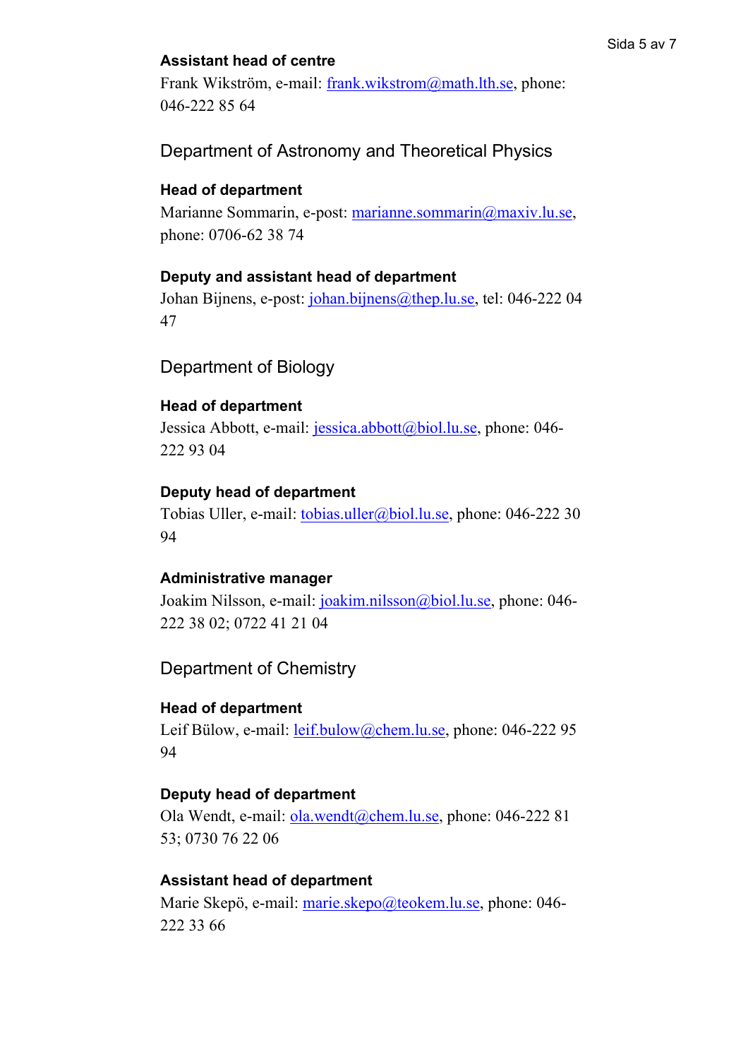**Assistant head of centre**

Frank Wikström, e-mail: frank.wikstrom@math.lth.se, phone: 046-222 85 64

## Department of Astronomy and Theoretical Physics

**Head of department**

Marianne Sommarin, e-post: marianne.sommarin@maxiv.lu.se, phone: 0706-62 38 74

**Deputy and assistant head of department**

Johan Bijnens, e-post: johan.bijnens@thep.lu.se, tel: 046-222 04 47

## Department of Biology

**Head of department**

Jessica Abbott, e-mail: jessica.abbott@biol.lu.se, phone: 046-222 93 04

**Deputy head of department**

Tobias Uller, e-mail: tobias.uller@biol.lu.se, phone: 046-222 30 94

**Administrative manager**

Joakim Nilsson, e-mail: joakim.nilsson@biol.lu.se, phone: 046-222 38 02; 0722 41 21 04

## Department of Chemistry

**Head of department**

Leif Bülow, e-mail: leif.bulow@chem.lu.se, phone: 046-222 95 94

**Deputy head of department**

Ola Wendt, e-mail: ola.wendt@chem.lu.se, phone: 046-222 81 53; 0730 76 22 06

**Assistant head of department**

Marie Skepö, e-mail: marie.skepo@teokem.lu.se, phone: 046-222 33 66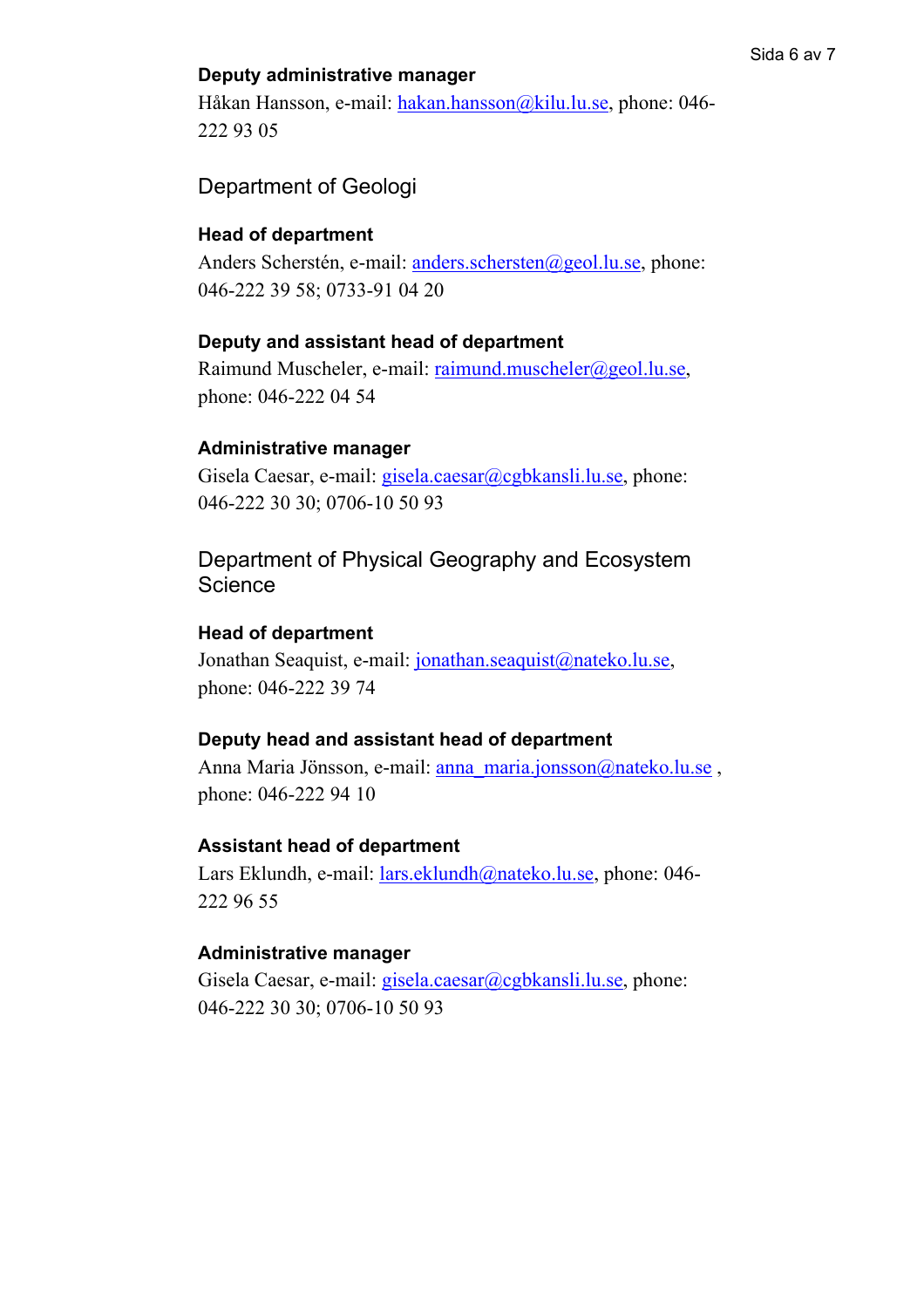#### Deputy administrative manager

Håkan Hansson, e-mail: hakan.hansson@kilu.lu.se, phone: 046-222 93 05

## Department of Geologi

#### Head of department

Anders Scherstén, e-mail: anders.schersten@geol.lu.se, phone: 046-222 39 58; 0733-91 04 20

#### Deputy and assistant head of department

Raimund Muscheler, e-mail: raimund.muscheler@geol.lu.se, phone: 046-222 04 54

#### Administrative manager

Gisela Caesar, e-mail: gisela.caesar@cgbkansli.lu.se, phone: 046-222 30 30; 0706-10 50 93

## Department of Physical Geography and Ecosystem Science

#### Head of department

Jonathan Seaquist, e-mail: jonathan.seaquist@nateko.lu.se, phone: 046-222 39 74

#### Deputy head and assistant head of department

Anna Maria Jönsson, e-mail: anna_maria.jonsson@nateko.lu.se , phone: 046-222 94 10

#### Assistant head of department

Lars Eklundh, e-mail: lars.eklundh@nateko.lu.se, phone: 046-222 96 55

#### Administrative manager

Gisela Caesar, e-mail: gisela.caesar@cgbkansli.lu.se, phone: 046-222 30 30; 0706-10 50 93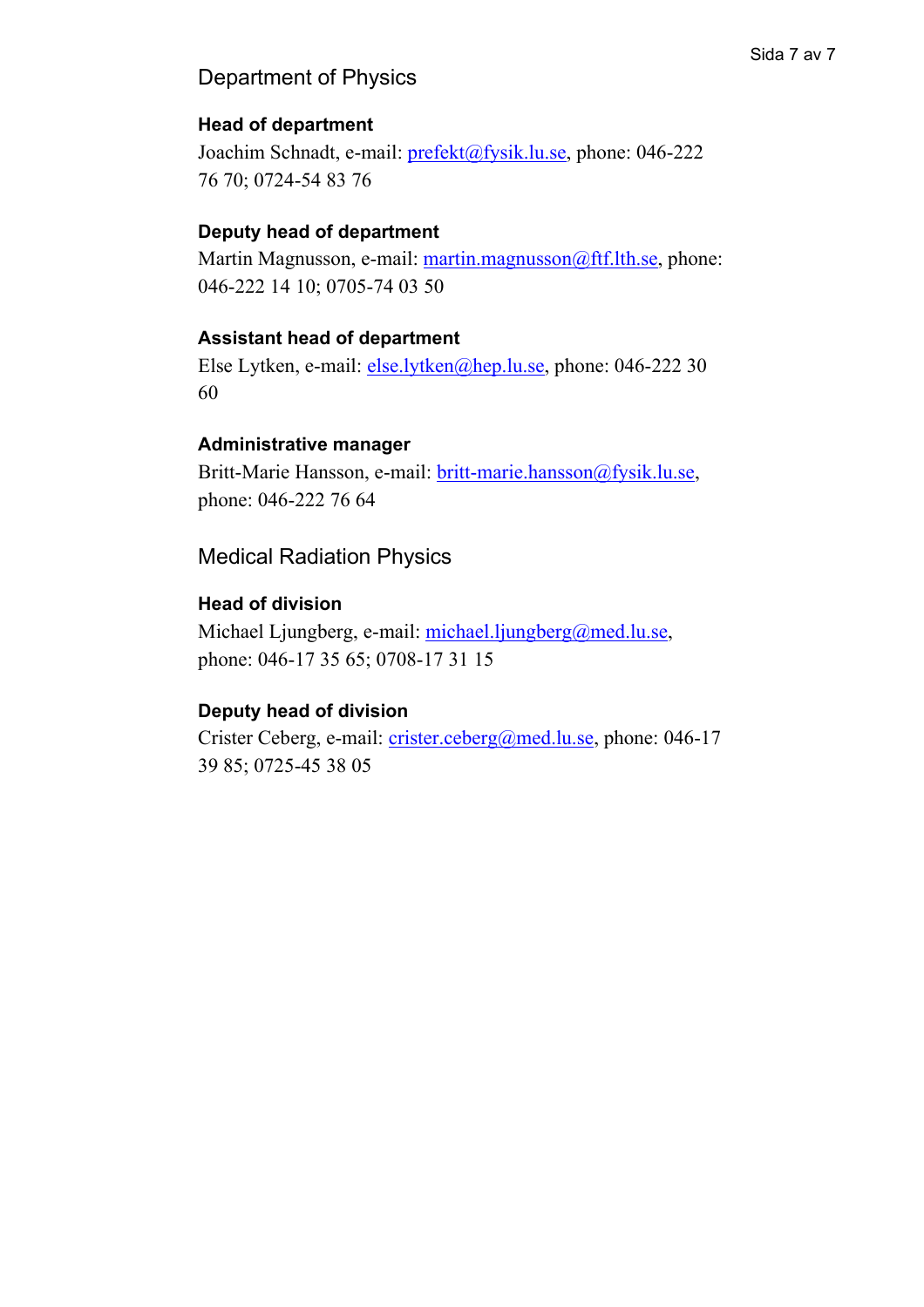## Department of Physics

### Head of department

Joachim Schnadt, e-mail: prefekt@fysik.lu.se, phone: 046-222 76 70; 0724-54 83 76

### Deputy head of department

Martin Magnusson, e-mail: martin.magnusson@ftf.lth.se, phone: 046-222 14 10; 0705-74 03 50

### Assistant head of department

Else Lytken, e-mail: else.lytken@hep.lu.se, phone: 046-222 30 60

### Administrative manager

Britt-Marie Hansson, e-mail: britt-marie.hansson@fysik.lu.se, phone: 046-222 76 64

## Medical Radiation Physics

### Head of division

Michael Ljungberg, e-mail: michael.ljungberg@med.lu.se, phone: 046-17 35 65; 0708-17 31 15

### Deputy head of division

Crister Ceberg, e-mail: crister.ceberg@med.lu.se, phone: 046-17 39 85; 0725-45 38 05